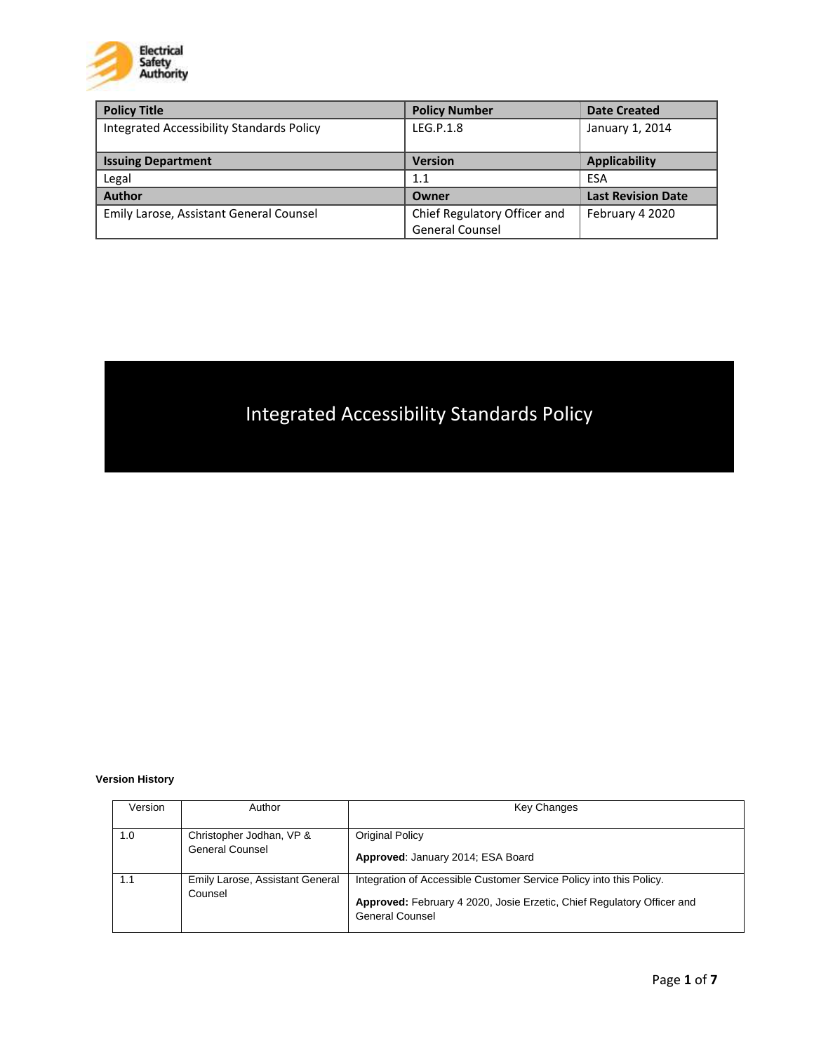| Policy Title | Policy Number | Date Created |
| --- | --- | --- |
| Integrated Accessibility Standards Policy | LEG.P.1.8 | January 1, 2014 |
| **Issuing Department** | **Version** | **Applicability** |
| Legal | 1.1 | ESA |
| **Author** | **Owner** | **Last Revision Date** |
| Emily Larose, Assistant General Counsel | Chief Regulatory Officer and General Counsel | February 4 2020 |

# Integrated Accessibility Standards Policy

**Version History**

| Version | Author | Key Changes |
| --- | --- | --- |
| 1.0 | Christopher Jodhan, VP & General Counsel | Original Policy<br><br>**Approved**: January 2014; ESA Board |
| 1.1 | Emily Larose, Assistant General Counsel | Integration of Accessible Customer Service Policy into this Policy.<br><br>**Approved:** February 4 2020, Josie Erzetic, Chief Regulatory Officer and General Counsel |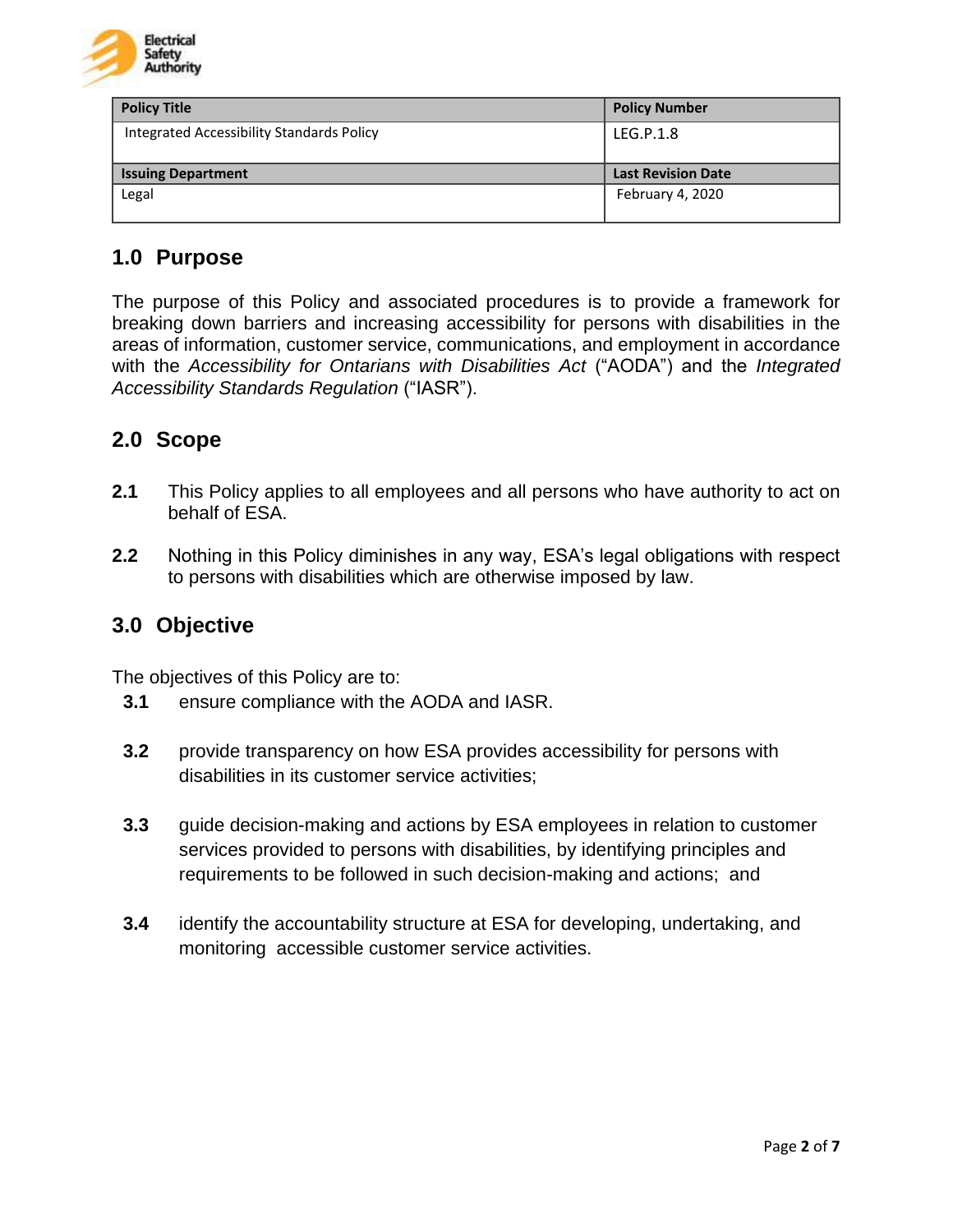| Policy Title | Policy Number |
|---|---|
| Integrated Accessibility Standards Policy | LEG.P.1.8 |
| **Issuing Department** | **Last Revision Date** |
| Legal | February 4, 2020 |

## 1.0 Purpose

The purpose of this Policy and associated procedures is to provide a framework for breaking down barriers and increasing accessibility for persons with disabilities in the areas of information, customer service, communications, and employment in accordance with the *Accessibility for Ontarians with Disabilities Act* ("AODA") and the *Integrated Accessibility Standards Regulation* ("IASR").

## 2.0 Scope

**2.1** This Policy applies to all employees and all persons who have authority to act on behalf of ESA.

**2.2** Nothing in this Policy diminishes in any way, ESA's legal obligations with respect to persons with disabilities which are otherwise imposed by law.

## 3.0 Objective

The objectives of this Policy are to:

**3.1** ensure compliance with the AODA and IASR.

**3.2** provide transparency on how ESA provides accessibility for persons with disabilities in its customer service activities;

**3.3** guide decision-making and actions by ESA employees in relation to customer services provided to persons with disabilities, by identifying principles and requirements to be followed in such decision-making and actions; and

**3.4** identify the accountability structure at ESA for developing, undertaking, and monitoring accessible customer service activities.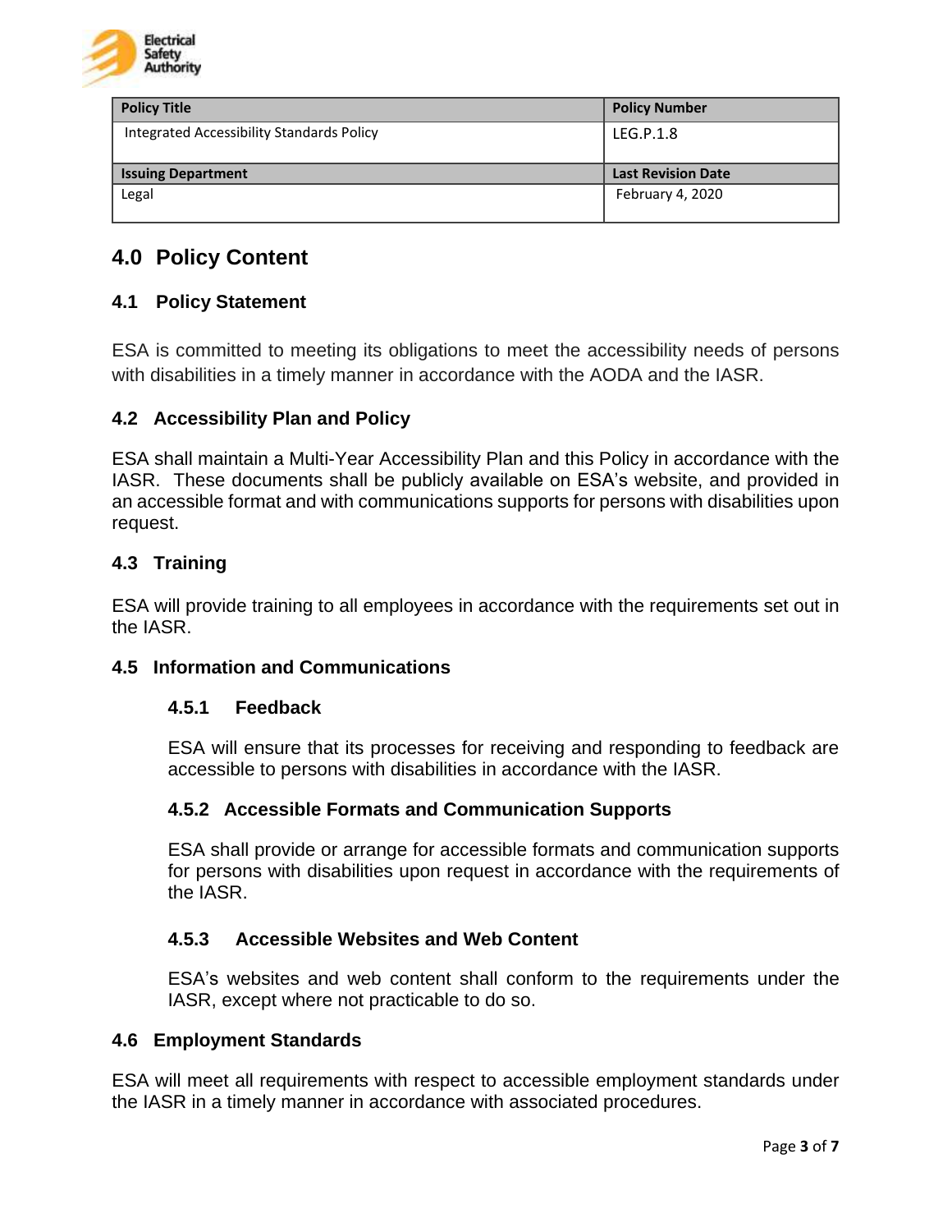| Policy Title | Policy Number |
|---|---|
| Integrated Accessibility Standards Policy | LEG.P.1.8 |
| **Issuing Department** | **Last Revision Date** |
| Legal | February 4, 2020 |

# 4.0 Policy Content

## 4.1 Policy Statement

ESA is committed to meeting its obligations to meet the accessibility needs of persons with disabilities in a timely manner in accordance with the AODA and the IASR.

## 4.2 Accessibility Plan and Policy

ESA shall maintain a Multi-Year Accessibility Plan and this Policy in accordance with the IASR. These documents shall be publicly available on ESA's website, and provided in an accessible format and with communications supports for persons with disabilities upon request.

## 4.3 Training

ESA will provide training to all employees in accordance with the requirements set out in the IASR.

## 4.5 Information and Communications

### 4.5.1 Feedback

ESA will ensure that its processes for receiving and responding to feedback are accessible to persons with disabilities in accordance with the IASR.

### 4.5.2 Accessible Formats and Communication Supports

ESA shall provide or arrange for accessible formats and communication supports for persons with disabilities upon request in accordance with the requirements of the IASR.

### 4.5.3 Accessible Websites and Web Content

ESA's websites and web content shall conform to the requirements under the IASR, except where not practicable to do so.

## 4.6 Employment Standards

ESA will meet all requirements with respect to accessible employment standards under the IASR in a timely manner in accordance with associated procedures.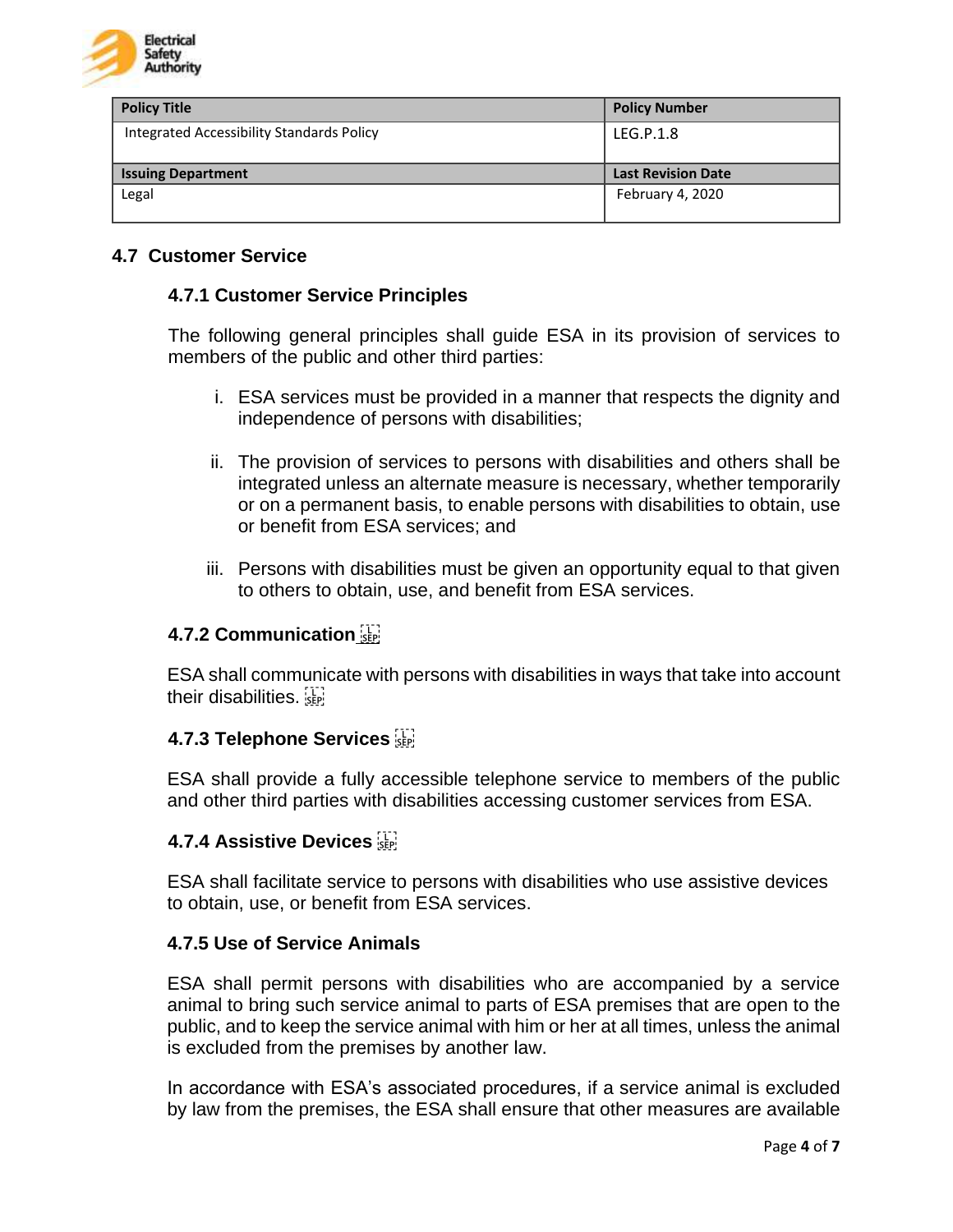## 4.7 Customer Service

### 4.7.1 Customer Service Principles

The following general principles shall guide ESA in its provision of services to members of the public and other third parties:

i. ESA services must be provided in a manner that respects the dignity and independence of persons with disabilities;

ii. The provision of services to persons with disabilities and others shall be integrated unless an alternate measure is necessary, whether temporarily or on a permanent basis, to enable persons with disabilities to obtain, use or benefit from ESA services; and

iii. Persons with disabilities must be given an opportunity equal to that given to others to obtain, use, and benefit from ESA services.

### 4.7.2 Communication

ESA shall communicate with persons with disabilities in ways that take into account their disabilities.

### 4.7.3 Telephone Services

ESA shall provide a fully accessible telephone service to members of the public and other third parties with disabilities accessing customer services from ESA.

### 4.7.4 Assistive Devices

ESA shall facilitate service to persons with disabilities who use assistive devices to obtain, use, or benefit from ESA services.

### 4.7.5 Use of Service Animals

ESA shall permit persons with disabilities who are accompanied by a service animal to bring such service animal to parts of ESA premises that are open to the public, and to keep the service animal with him or her at all times, unless the animal is excluded from the premises by another law.

In accordance with ESA's associated procedures, if a service animal is excluded by law from the premises, the ESA shall ensure that other measures are available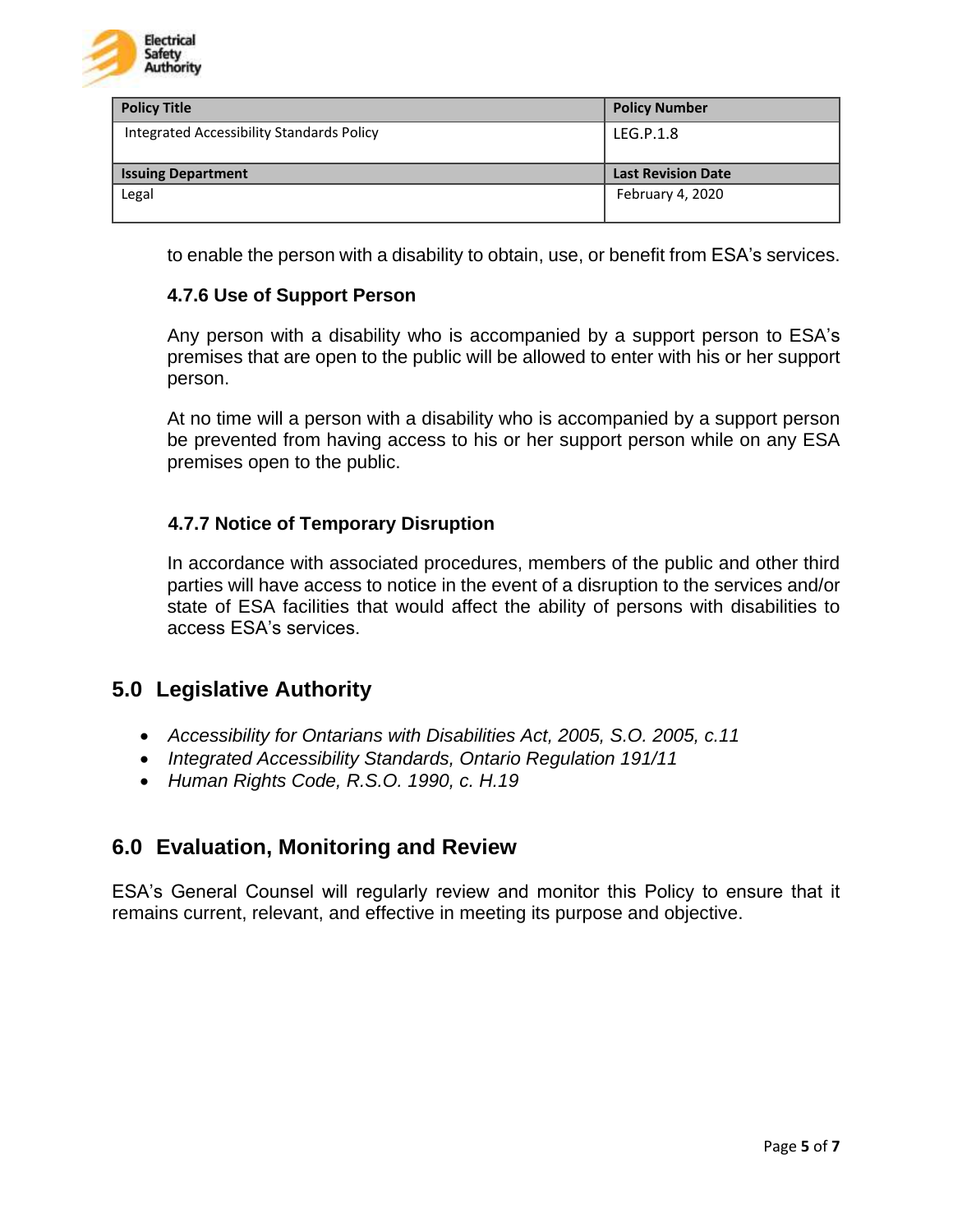to enable the person with a disability to obtain, use, or benefit from ESA's services.

### 4.7.6 Use of Support Person

Any person with a disability who is accompanied by a support person to ESA's premises that are open to the public will be allowed to enter with his or her support person.

At no time will a person with a disability who is accompanied by a support person be prevented from having access to his or her support person while on any ESA premises open to the public.

### 4.7.7 Notice of Temporary Disruption

In accordance with associated procedures, members of the public and other third parties will have access to notice in the event of a disruption to the services and/or state of ESA facilities that would affect the ability of persons with disabilities to access ESA's services.

## 5.0 Legislative Authority

- *Accessibility for Ontarians with Disabilities Act, 2005, S.O. 2005, c.11*
- *Integrated Accessibility Standards, Ontario Regulation 191/11*
- *Human Rights Code, R.S.O. 1990, c. H.19*

## 6.0 Evaluation, Monitoring and Review

ESA's General Counsel will regularly review and monitor this Policy to ensure that it remains current, relevant, and effective in meeting its purpose and objective.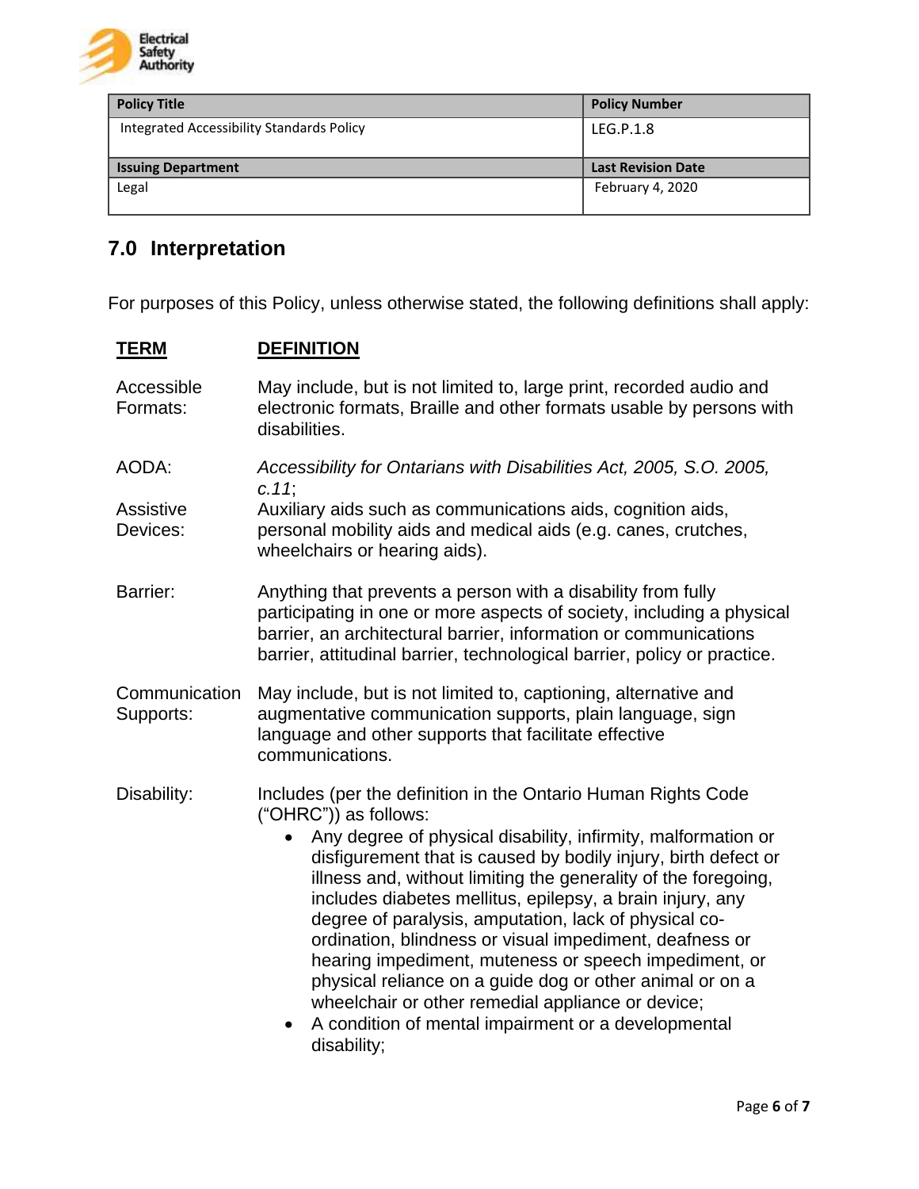| Policy Title | Policy Number |
| --- | --- |
| Integrated Accessibility Standards Policy | LEG.P.1.8 |
| **Issuing Department** | **Last Revision Date** |
| Legal | February 4, 2020 |

## 7.0 Interpretation

For purposes of this Policy, unless otherwise stated, the following definitions shall apply:

| TERM | DEFINITION |
| --- | --- |
| Accessible Formats: | May include, but is not limited to, large print, recorded audio and electronic formats, Braille and other formats usable by persons with disabilities. |
| AODA: | *Accessibility for Ontarians with Disabilities Act, 2005, S.O. 2005, c.11*; |
| Assistive Devices: | Auxiliary aids such as communications aids, cognition aids, personal mobility aids and medical aids (e.g. canes, crutches, wheelchairs or hearing aids). |
| Barrier: | Anything that prevents a person with a disability from fully participating in one or more aspects of society, including a physical barrier, an architectural barrier, information or communications barrier, attitudinal barrier, technological barrier, policy or practice. |
| Communication Supports: | May include, but is not limited to, captioning, alternative and augmentative communication supports, plain language, sign language and other supports that facilitate effective communications. |
| Disability: | Includes (per the definition in the Ontario Human Rights Code ("OHRC")) as follows:<br>• Any degree of physical disability, infirmity, malformation or disfigurement that is caused by bodily injury, birth defect or illness and, without limiting the generality of the foregoing, includes diabetes mellitus, epilepsy, a brain injury, any degree of paralysis, amputation, lack of physical co-ordination, blindness or visual impediment, deafness or hearing impediment, muteness or speech impediment, or physical reliance on a guide dog or other animal or on a wheelchair or other remedial appliance or device;<br>• A condition of mental impairment or a developmental disability; |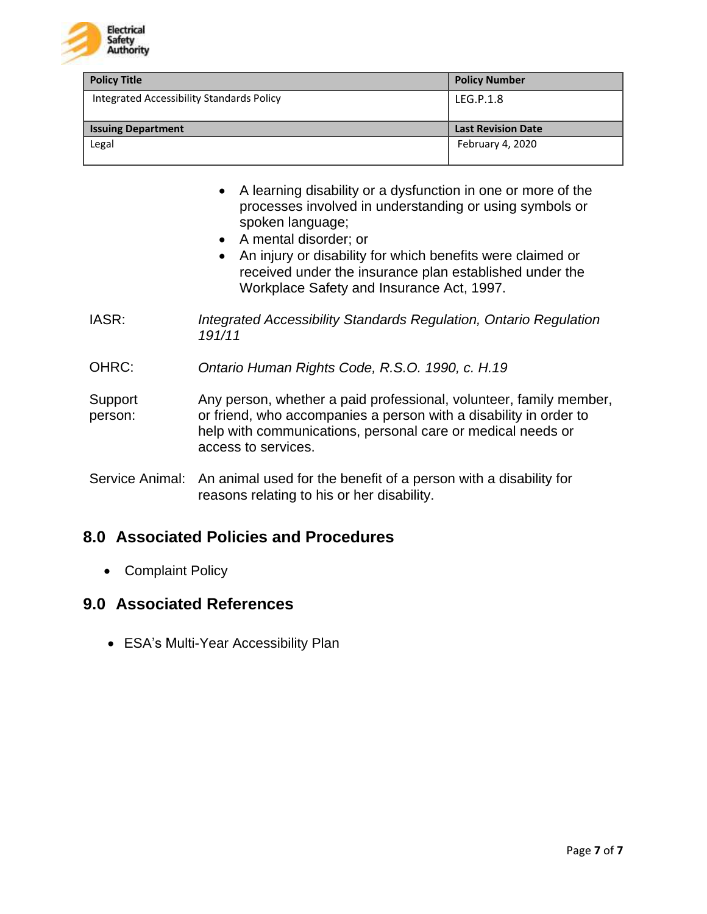- A learning disability or a dysfunction in one or more of the processes involved in understanding or using symbols or spoken language;
- A mental disorder; or
- An injury or disability for which benefits were claimed or received under the insurance plan established under the Workplace Safety and Insurance Act, 1997.

IASR: *Integrated Accessibility Standards Regulation, Ontario Regulation 191/11*

OHRC: *Ontario Human Rights Code, R.S.O. 1990, c. H.19*

Support person: Any person, whether a paid professional, volunteer, family member, or friend, who accompanies a person with a disability in order to help with communications, personal care or medical needs or access to services.

Service Animal: An animal used for the benefit of a person with a disability for reasons relating to his or her disability.

## 8.0 Associated Policies and Procedures

- Complaint Policy

## 9.0 Associated References

- ESA's Multi-Year Accessibility Plan